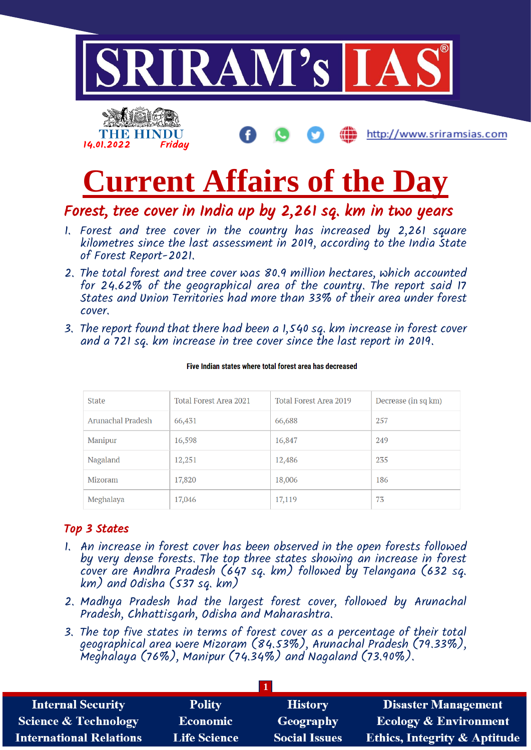# SRIRAM's IAS

THE HINDU 14.01.2022 Friday

http://www.sriramsias.com

# Current Affairs of the Day

## Forest, tree cover in India up by 2,261 sq. km in two years

1. Forest and tree cover in the country has increased by 2,261 square kilometres since the last assessment in 2019, according to the India State of Forest Report-2021.
2. The total forest and tree cover was 80.9 million hectares, which accounted for 24.62% of the geographical area of the country. The report said 17 States and Union Territories had more than 33% of their area under forest cover.
3. The report found that there had been a 1,540 sq. km increase in forest cover and a 721 sq. km increase in tree cover since the last report in 2019.

**Five Indian states where total forest area has decreased**

| State | Total Forest Area 2021 | Total Forest Area 2019 | Decrease (in sq km) |
|---|---|---|---|
| Arunachal Pradesh | 66,431 | 66,688 | 257 |
| Manipur | 16,598 | 16,847 | 249 |
| Nagaland | 12,251 | 12,486 | 235 |
| Mizoram | 17,820 | 18,006 | 186 |
| Meghalaya | 17,046 | 17,119 | 73 |

### Top 3 States

1. An increase in forest cover has been observed in the open forests followed by very dense forests. The top three states showing an increase in forest cover are Andhra Pradesh (647 sq. km) followed by Telangana (632 sq. km) and Odisha (537 sq. km)
2. Madhya Pradesh had the largest forest cover, followed by Arunachal Pradesh, Chhattisgarh, Odisha and Maharashtra.
3. The top five states in terms of forest cover as a percentage of their total geographical area were Mizoram (84.53%), Arunachal Pradesh (79.33%), Meghalaya (76%), Manipur (74.34%) and Nagaland (73.90%).

| Internal Security | Polity | History | Disaster Management |
|---|---|---|---|
| Science & Technology | Economic | Geography | Ecology & Environment |
| International Relations | Life Science | Social Issues | Ethics, Integrity & Aptitude |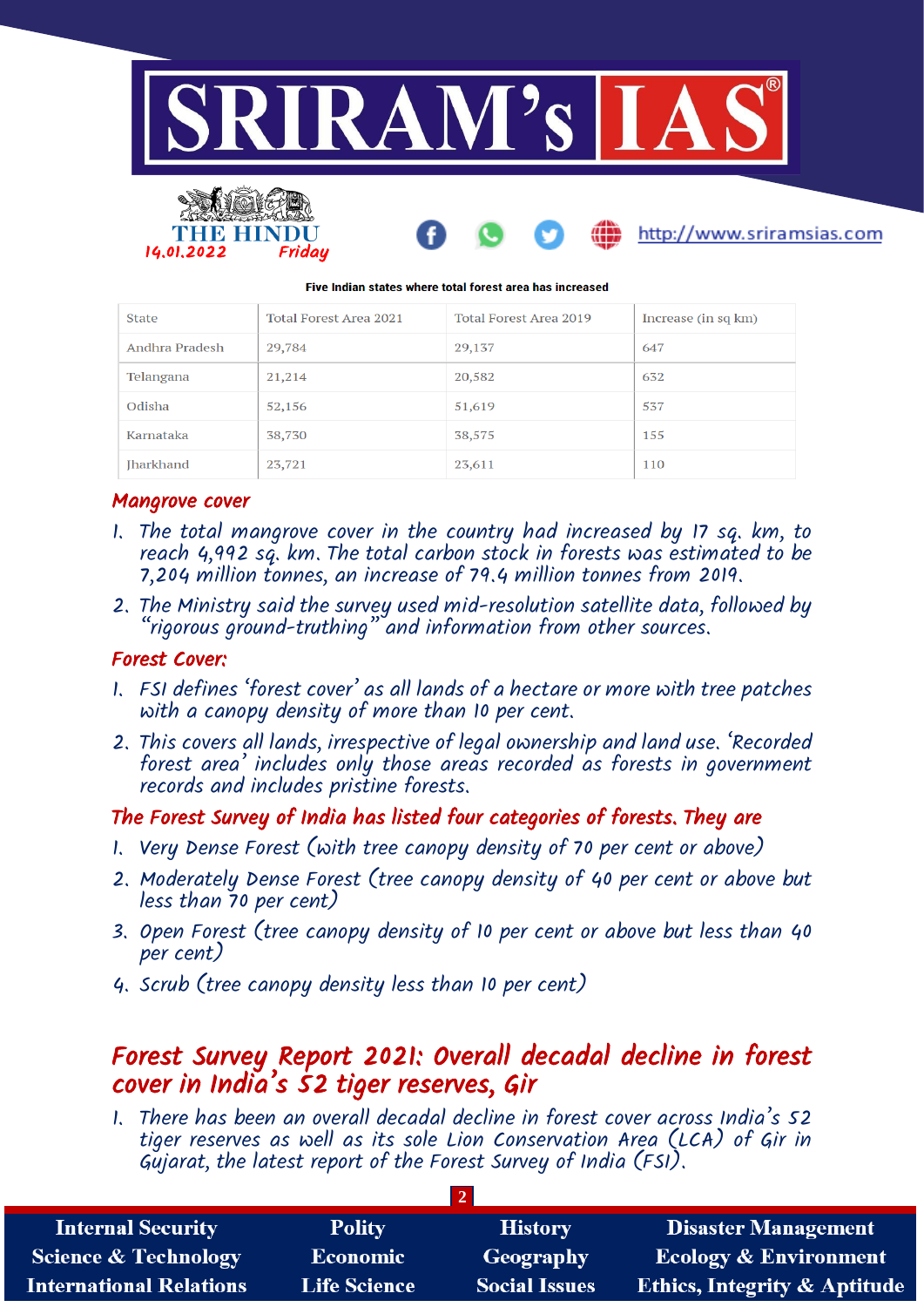Five Indian states where total forest area has increased

| State | Total Forest Area 2021 | Total Forest Area 2019 | Increase (in sq km) |
|---|---|---|---|
| Andhra Pradesh | 29,784 | 29,137 | 647 |
| Telangana | 21,214 | 20,582 | 632 |
| Odisha | 52,156 | 51,619 | 537 |
| Karnataka | 38,730 | 38,575 | 155 |
| Jharkhand | 23,721 | 23,611 | 110 |

### Mangrove cover

1. The total mangrove cover in the country had increased by 17 sq. km, to reach 4,992 sq. km. The total carbon stock in forests was estimated to be 7,204 million tonnes, an increase of 79.4 million tonnes from 2019.
2. The Ministry said the survey used mid-resolution satellite data, followed by "rigorous ground-truthing" and information from other sources.

### Forest Cover:

1. FSI defines 'forest cover' as all lands of a hectare or more with tree patches with a canopy density of more than 10 per cent.
2. This covers all lands, irrespective of legal ownership and land use. 'Recorded forest area' includes only those areas recorded as forests in government records and includes pristine forests.

### The Forest Survey of India has listed four categories of forests. They are

1. Very Dense Forest (with tree canopy density of 70 per cent or above)
2. Moderately Dense Forest (tree canopy density of 40 per cent or above but less than 70 per cent)
3. Open Forest (tree canopy density of 10 per cent or above but less than 40 per cent)
4. Scrub (tree canopy density less than 10 per cent)

## Forest Survey Report 2021: Overall decadal decline in forest cover in India's 52 tiger reserves, Gir

1. There has been an overall decadal decline in forest cover across India's 52 tiger reserves as well as its sole Lion Conservation Area (LCA) of Gir in Gujarat, the latest report of the Forest Survey of India (FSI).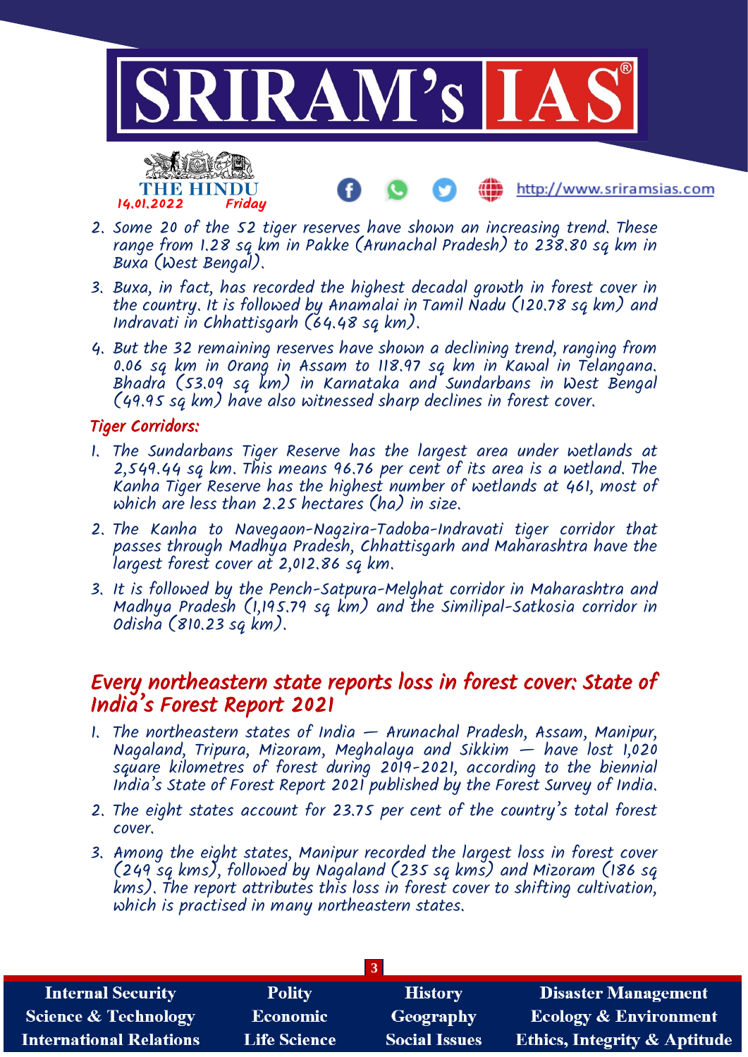2. Some 20 of the 52 tiger reserves have shown an increasing trend. These range from 1.28 sq km in Pakke (Arunachal Pradesh) to 238.80 sq km in Buxa (West Bengal).
3. Buxa, in fact, has recorded the highest decadal growth in forest cover in the country. It is followed by Anamalai in Tamil Nadu (120.78 sq km) and Indravati in Chhattisgarh (64.48 sq km).
4. But the 32 remaining reserves have shown a declining trend, ranging from 0.06 sq km in Orang in Assam to 118.97 sq km in Kawal in Telangana. Bhadra (53.09 sq km) in Karnataka and Sundarbans in West Bengal (49.95 sq km) have also witnessed sharp declines in forest cover.

### Tiger Corridors:

1. The Sundarbans Tiger Reserve has the largest area under wetlands at 2,549.44 sq km. This means 96.76 per cent of its area is a wetland. The Kanha Tiger Reserve has the highest number of wetlands at 461, most of which are less than 2.25 hectares (ha) in size.
2. The Kanha to Navegaon-Nagzira-Tadoba-Indravati tiger corridor that passes through Madhya Pradesh, Chhattisgarh and Maharashtra have the largest forest cover at 2,012.86 sq km.
3. It is followed by the Pench-Satpura-Melghat corridor in Maharashtra and Madhya Pradesh (1,195.79 sq km) and the Similipal-Satkosia corridor in Odisha (810.23 sq km).

## Every northeastern state reports loss in forest cover: State of India's Forest Report 2021

1. The northeastern states of India — Arunachal Pradesh, Assam, Manipur, Nagaland, Tripura, Mizoram, Meghalaya and Sikkim — have lost 1,020 square kilometres of forest during 2019-2021, according to the biennial India's State of Forest Report 2021 published by the Forest Survey of India.
2. The eight states account for 23.75 per cent of the country's total forest cover.
3. Among the eight states, Manipur recorded the largest loss in forest cover (249 sq kms), followed by Nagaland (235 sq kms) and Mizoram (186 sq kms). The report attributes this loss in forest cover to shifting cultivation, which is practised in many northeastern states.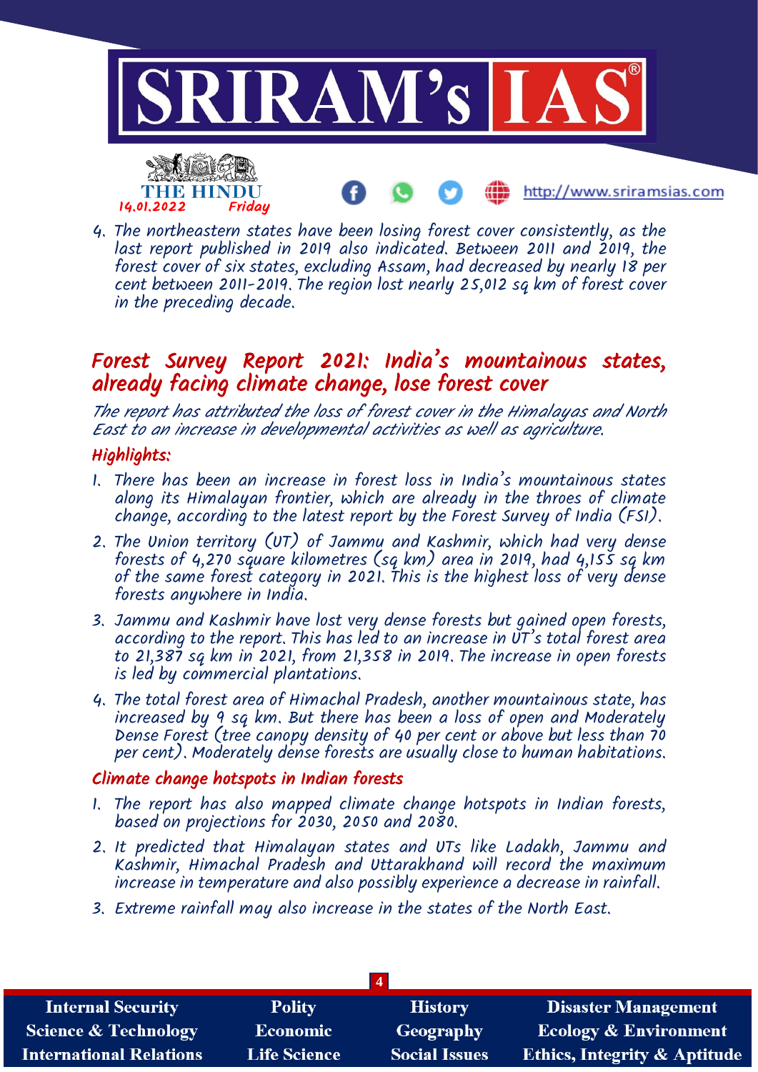4. The northeastern states have been losing forest cover consistently, as the last report published in 2019 also indicated. Between 2011 and 2019, the forest cover of six states, excluding Assam, had decreased by nearly 18 per cent between 2011-2019. The region lost nearly 25,012 sq km of forest cover in the preceding decade.

## Forest Survey Report 2021: India's mountainous states, already facing climate change, lose forest cover

*The report has attributed the loss of forest cover in the Himalayas and North East to an increase in developmental activities as well as agriculture.*

### Highlights:

1. There has been an increase in forest loss in India's mountainous states along its Himalayan frontier, which are already in the throes of climate change, according to the latest report by the Forest Survey of India (FSI).
2. The Union territory (UT) of Jammu and Kashmir, which had very dense forests of 4,270 square kilometres (sq km) area in 2019, had 4,155 sq km of the same forest category in 2021. This is the highest loss of very dense forests anywhere in India.
3. Jammu and Kashmir have lost very dense forests but gained open forests, according to the report. This has led to an increase in UT's total forest area to 21,387 sq km in 2021, from 21,358 in 2019. The increase in open forests is led by commercial plantations.
4. The total forest area of Himachal Pradesh, another mountainous state, has increased by 9 sq km. But there has been a loss of open and Moderately Dense Forest (tree canopy density of 40 per cent or above but less than 70 per cent). Moderately dense forests are usually close to human habitations.

### Climate change hotspots in Indian forests

1. The report has also mapped climate change hotspots in Indian forests, based on projections for 2030, 2050 and 2080.
2. It predicted that Himalayan states and UTs like Ladakh, Jammu and Kashmir, Himachal Pradesh and Uttarakhand will record the maximum increase in temperature and also possibly experience a decrease in rainfall.
3. Extreme rainfall may also increase in the states of the North East.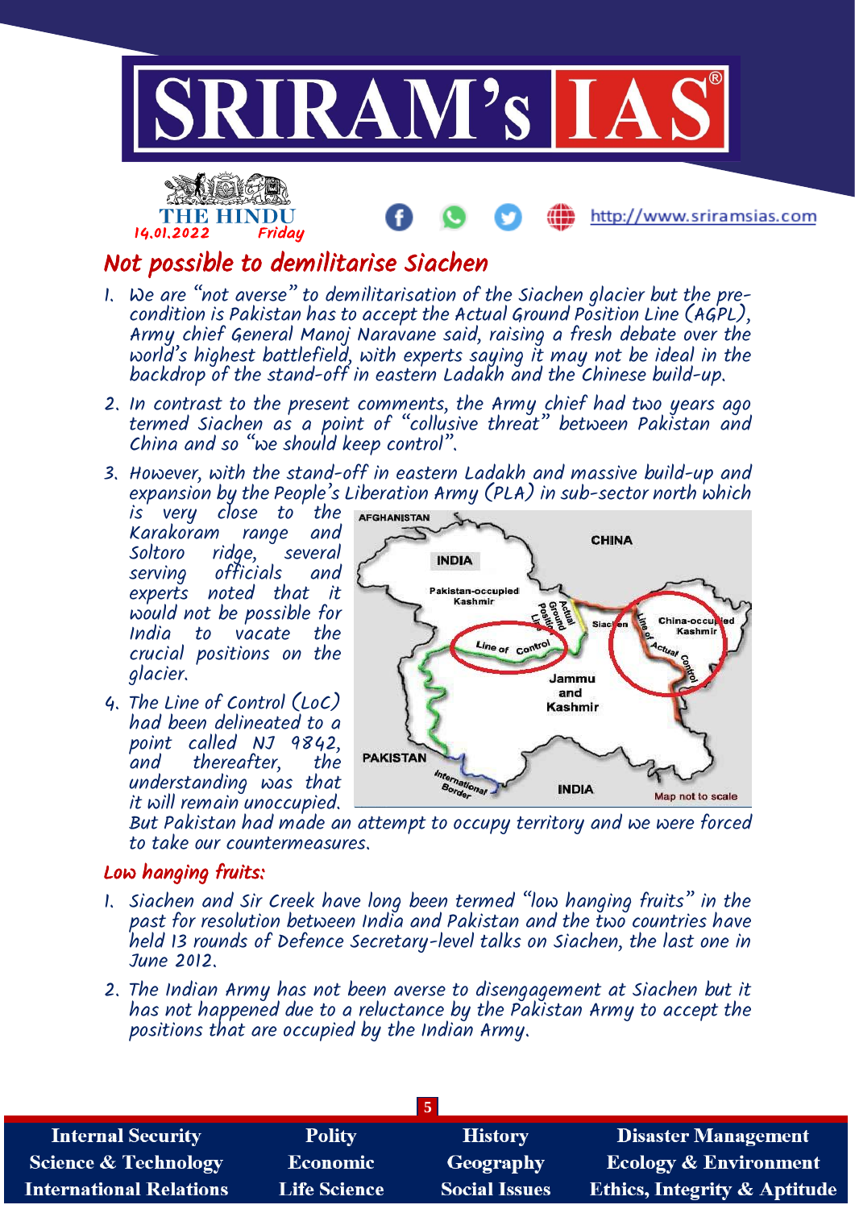THE HINDU
14.01.2022 Friday

## Not possible to demilitarise Siachen

1. We are "not averse" to demilitarisation of the Siachen glacier but the pre-condition is Pakistan has to accept the Actual Ground Position Line (AGPL), Army chief General Manoj Naravane said, raising a fresh debate over the world's highest battlefield, with experts saying it may not be ideal in the backdrop of the stand-off in eastern Ladakh and the Chinese build-up.
2. In contrast to the present comments, the Army chief had two years ago termed Siachen as a point of "collusive threat" between Pakistan and China and so "we should keep control".
3. However, with the stand-off in eastern Ladakh and massive build-up and expansion by the People's Liberation Army (PLA) in sub-sector north which is very close to the Karakoram range and Soltoro ridge, several serving officials and experts noted that it would not be possible for India to vacate the crucial positions on the glacier.
4. The Line of Control (LoC) had been delineated to a point called NJ 9842, and thereafter, the understanding was that it will remain unoccupied. But Pakistan had made an attempt to occupy territory and we were forced to take our countermeasures.

### Low hanging fruits:

1. Siachen and Sir Creek have long been termed "low hanging fruits" in the past for resolution between India and Pakistan and the two countries have held 13 rounds of Defence Secretary-level talks on Siachen, the last one in June 2012.
2. The Indian Army has not been averse to disengagement at Siachen but it has not happened due to a reluctance by the Pakistan Army to accept the positions that are occupied by the Indian Army.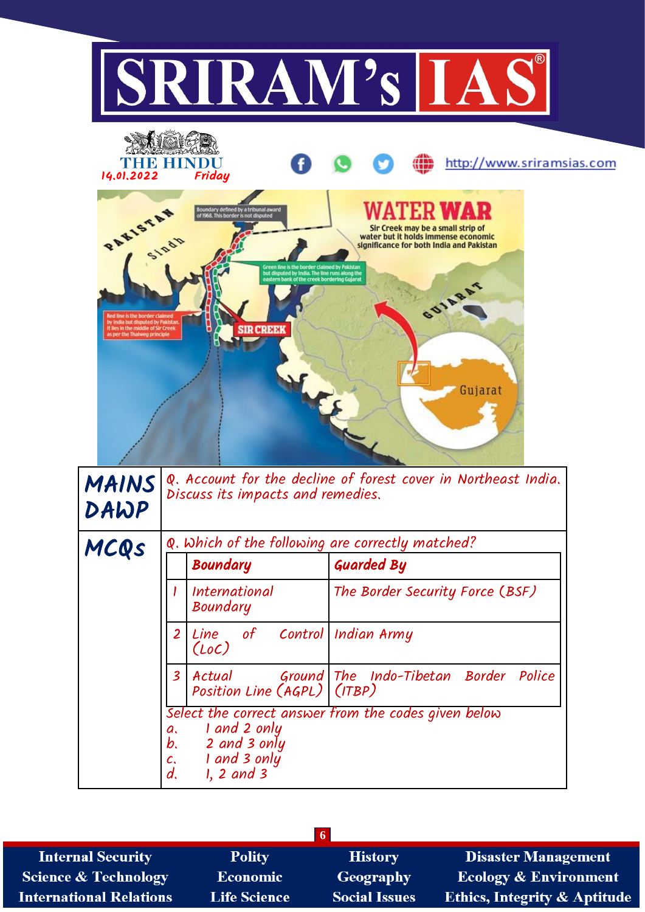THE HINDU 14.01.2022 Friday

WATER WAR

Sir Creek may be a small strip of water but it holds immense economic significance for both India and Pakistan

Boundary defined by a tribunal award of 1968. This border is not disputed

Green line is the border claimed by Pakistan but disputed by India. The line runs along the eastern bank of the creek bordering Gujarat

Red line is the border claimed by India but disputed by Pakistan. It lies in the middle of Sir Creek as per the Thalweg principle

SIR CREEK

PAKISTAN

Sindh

GUJARAT

Gujarat

## MAINS DAWP

Q. Account for the decline of forest cover in Northeast India. Discuss its impacts and remedies.

## MCQs

Q. Which of the following are correctly matched?

| | Boundary | Guarded By |
|---|---|---|
| 1 | International Boundary | The Border Security Force (BSF) |
| 2 | Line of Control (LoC) | Indian Army |
| 3 | Actual Ground Position Line (AGPL) | The Indo-Tibetan Border Police (ITBP) |

Select the correct answer from the codes given below

a. 1 and 2 only
b. 2 and 3 only
c. 1 and 3 only
d. 1, 2 and 3